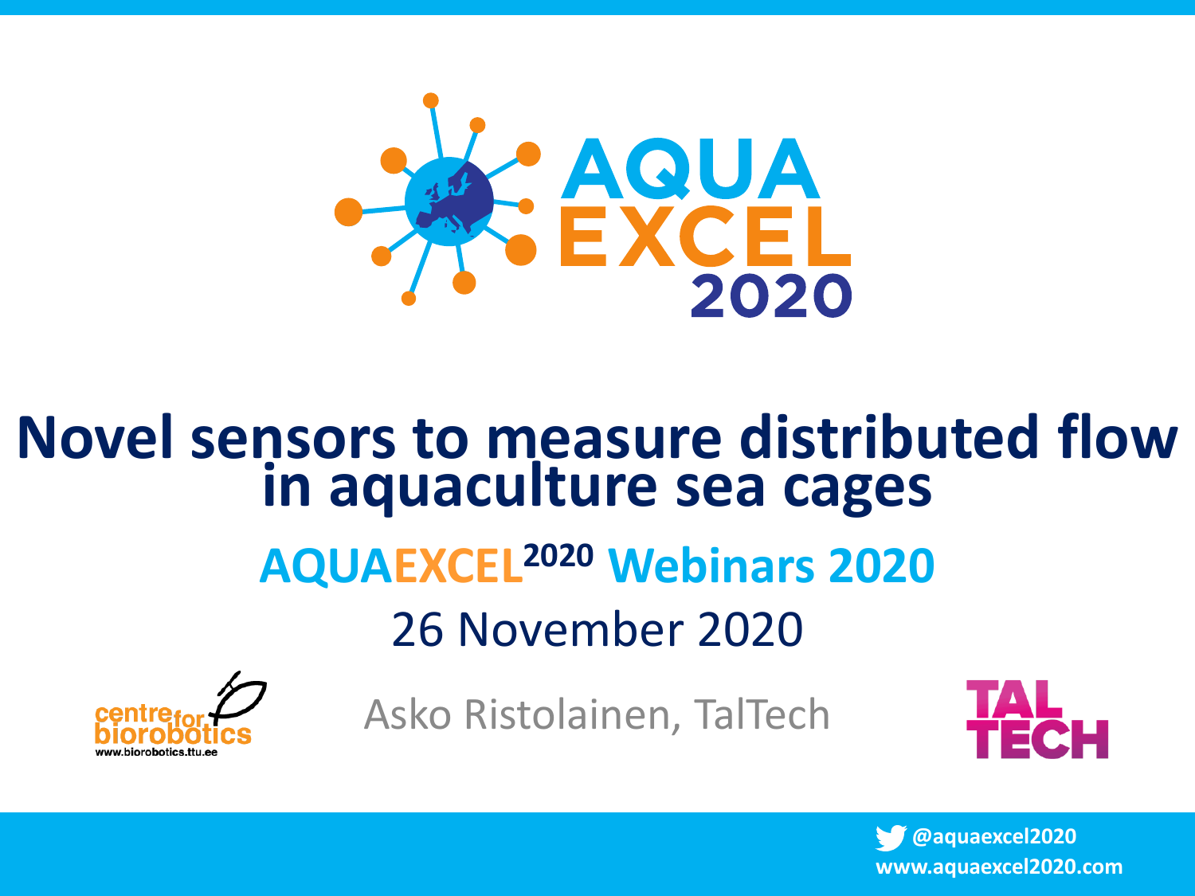# Novel sensors to measure distributed flow in aquaculture sea cages

## AQUAEXCEL2020 Webinars 2020

26 November 2020

Asko Ristolainen, TalTech

centre for biorobotics

www.biorobotics.ttu.ee

TAL TECH

@aquaexcel2020

www.aquaexcel2020.com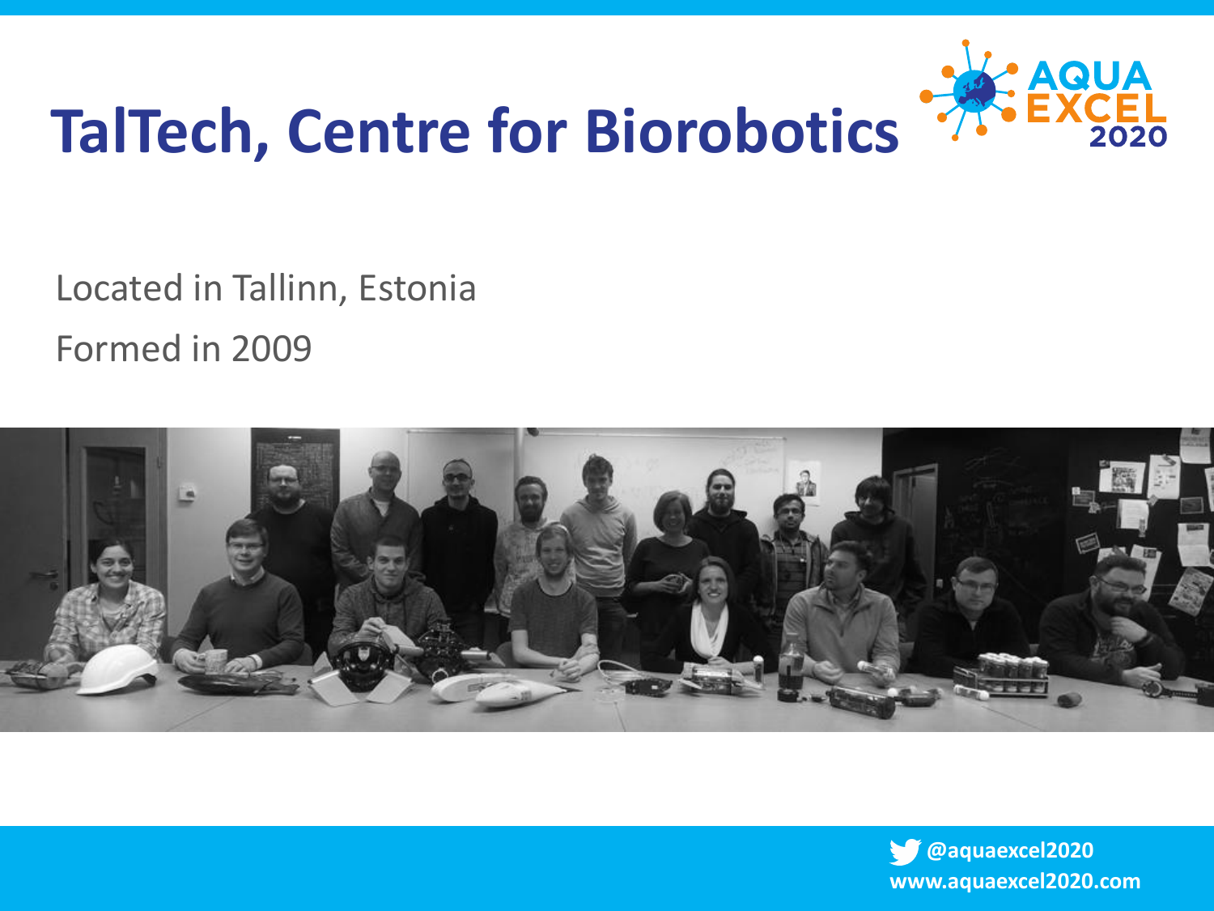# TalTech, Centre for Biorobotics

Located in Tallinn, Estonia

Formed in 2009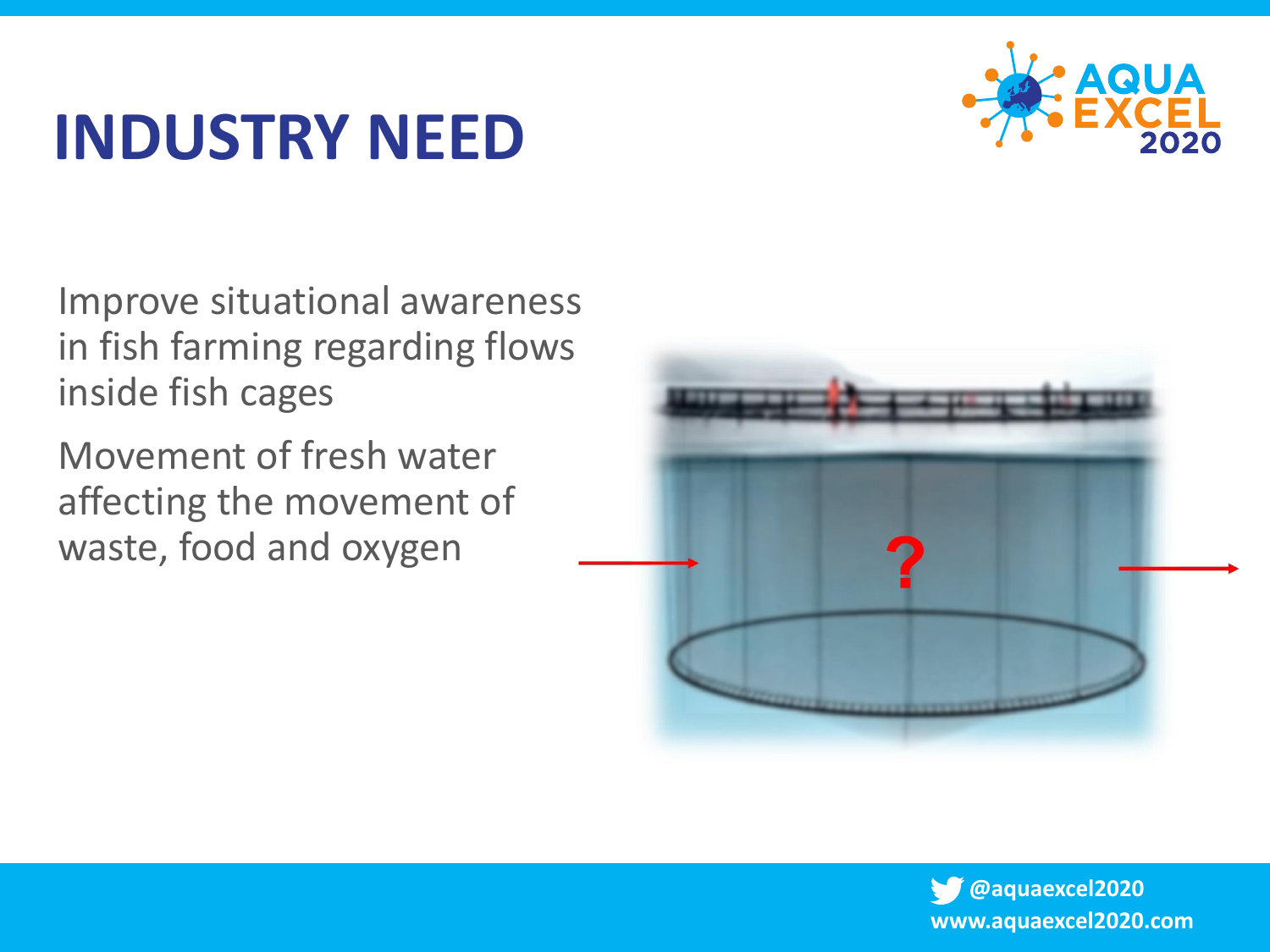# INDUSTRY NEED

Improve situational awareness in fish farming regarding flows inside fish cages

Movement of fresh water affecting the movement of waste, food and oxygen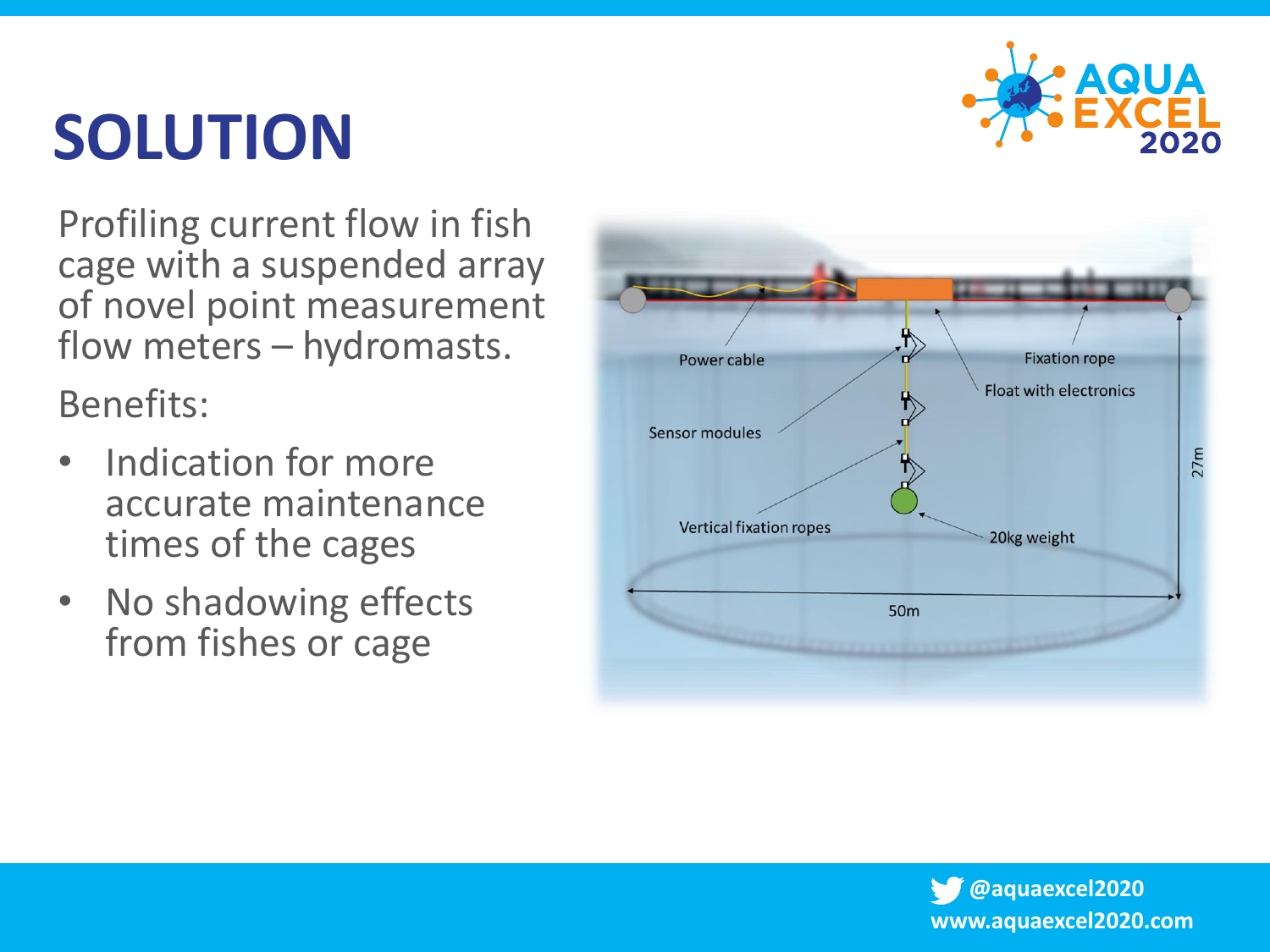# SOLUTION

Profiling current flow in fish cage with a suspended array of novel point measurement flow meters – hydromasts.

Benefits:

- Indication for more accurate maintenance times of the cages
- No shadowing effects from fishes or cage

Power cable

Fixation rope

Float with electronics

Sensor modules

27m

Vertical fixation ropes

20kg weight

50m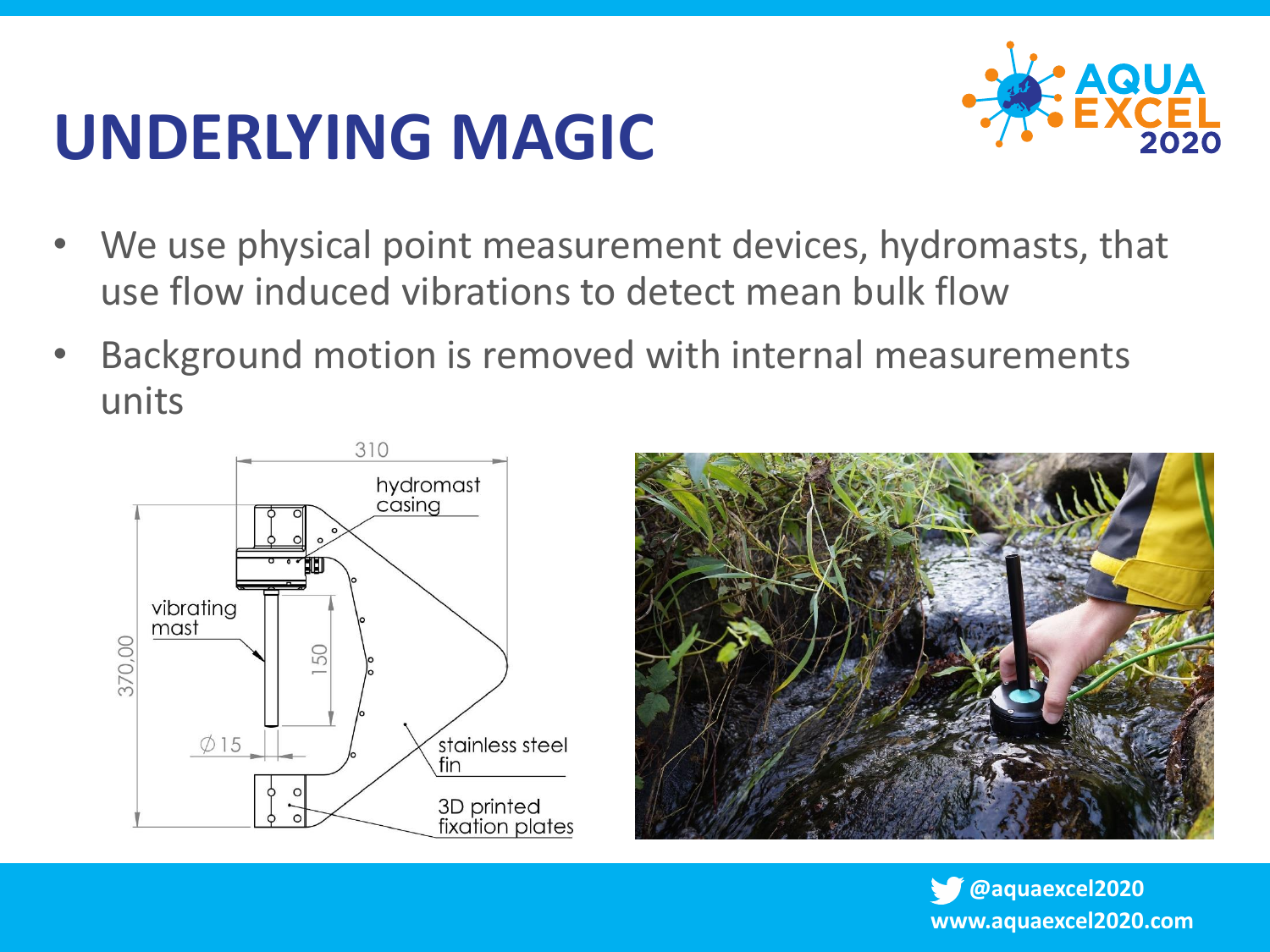# UNDERLYING MAGIC

- We use physical point measurement devices, hydromasts, that use flow induced vibrations to detect mean bulk flow
- Background motion is removed with internal measurements units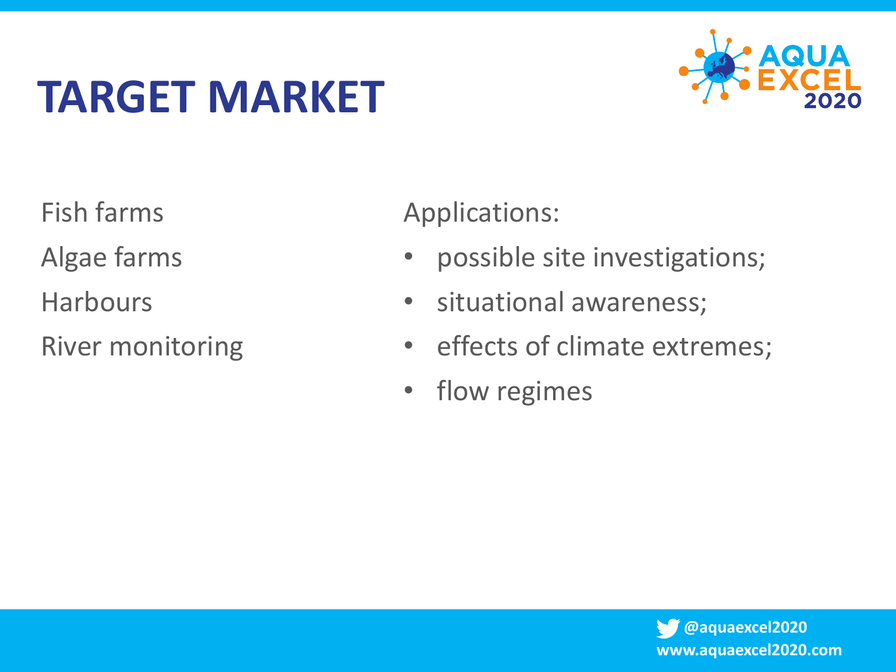# TARGET MARKET

Fish farms

Algae farms

Harbours

River monitoring

Applications:

- possible site investigations;
- situational awareness;
- effects of climate extremes;
- flow regimes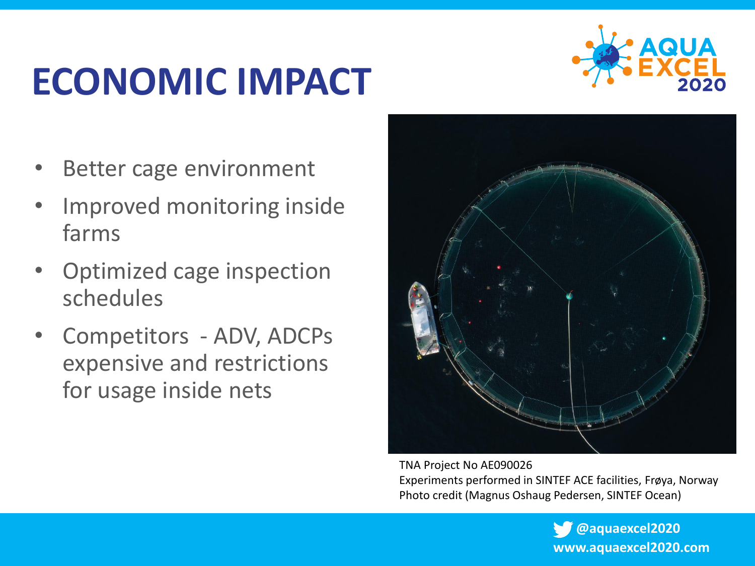# ECONOMIC IMPACT

- Better cage environment
- Improved monitoring inside farms
- Optimized cage inspection schedules
- Competitors - ADV, ADCPs expensive and restrictions for usage inside nets

TNA Project No AE090026
Experiments performed in SINTEF ACE facilities, Frøya, Norway
Photo credit (Magnus Oshaug Pedersen, SINTEF Ocean)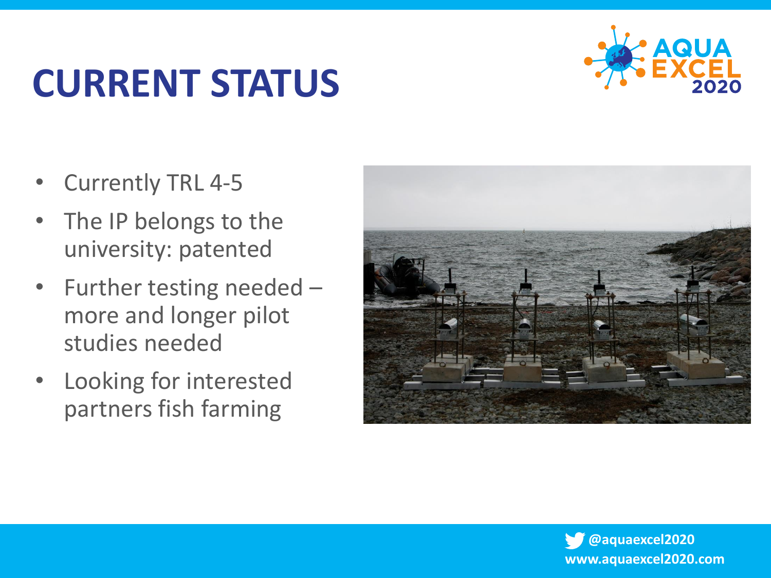# CURRENT STATUS

- Currently TRL 4-5
- The IP belongs to the university: patented
- Further testing needed – more and longer pilot studies needed
- Looking for interested partners fish farming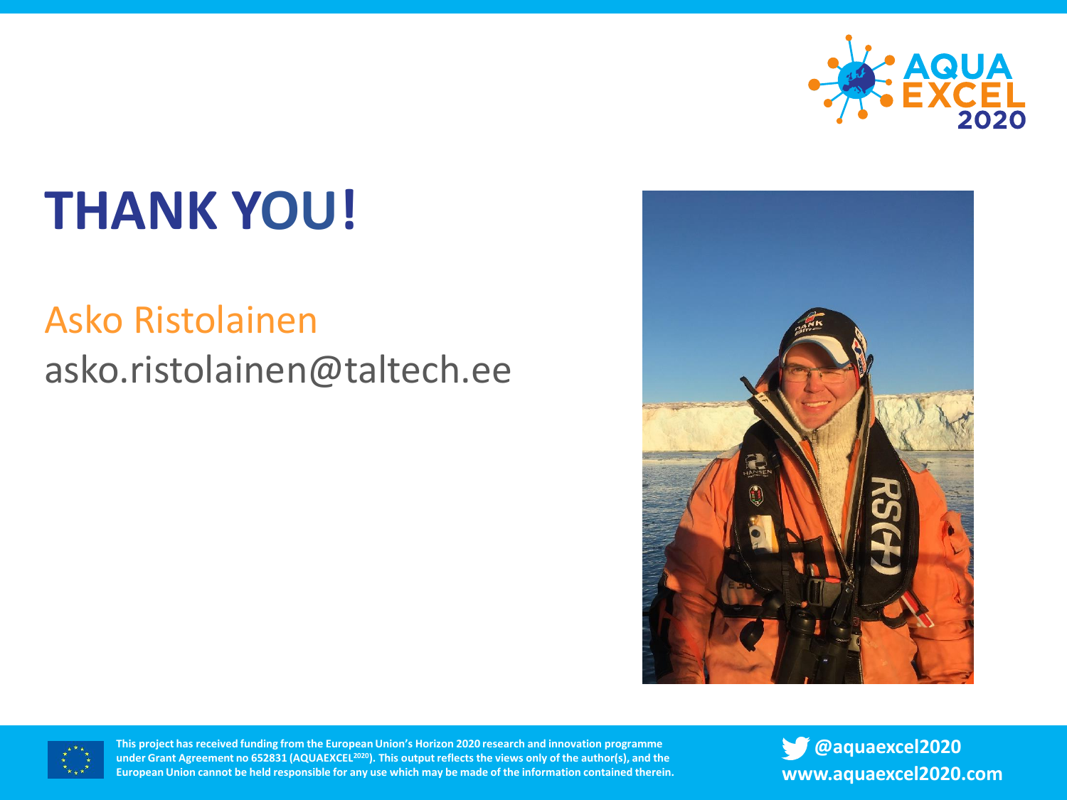# THANK YOU!

Asko Ristolainen

asko.ristolainen@taltech.ee

This project has received funding from the European Union's Horizon 2020 research and innovation programme under Grant Agreement no 652831 (AQUAEXCEL[2020]). This output reflects the views only of the author(s), and the European Union cannot be held responsible for any use which may be made of the information contained therein.

@aquaexcel2020

www.aquaexcel2020.com